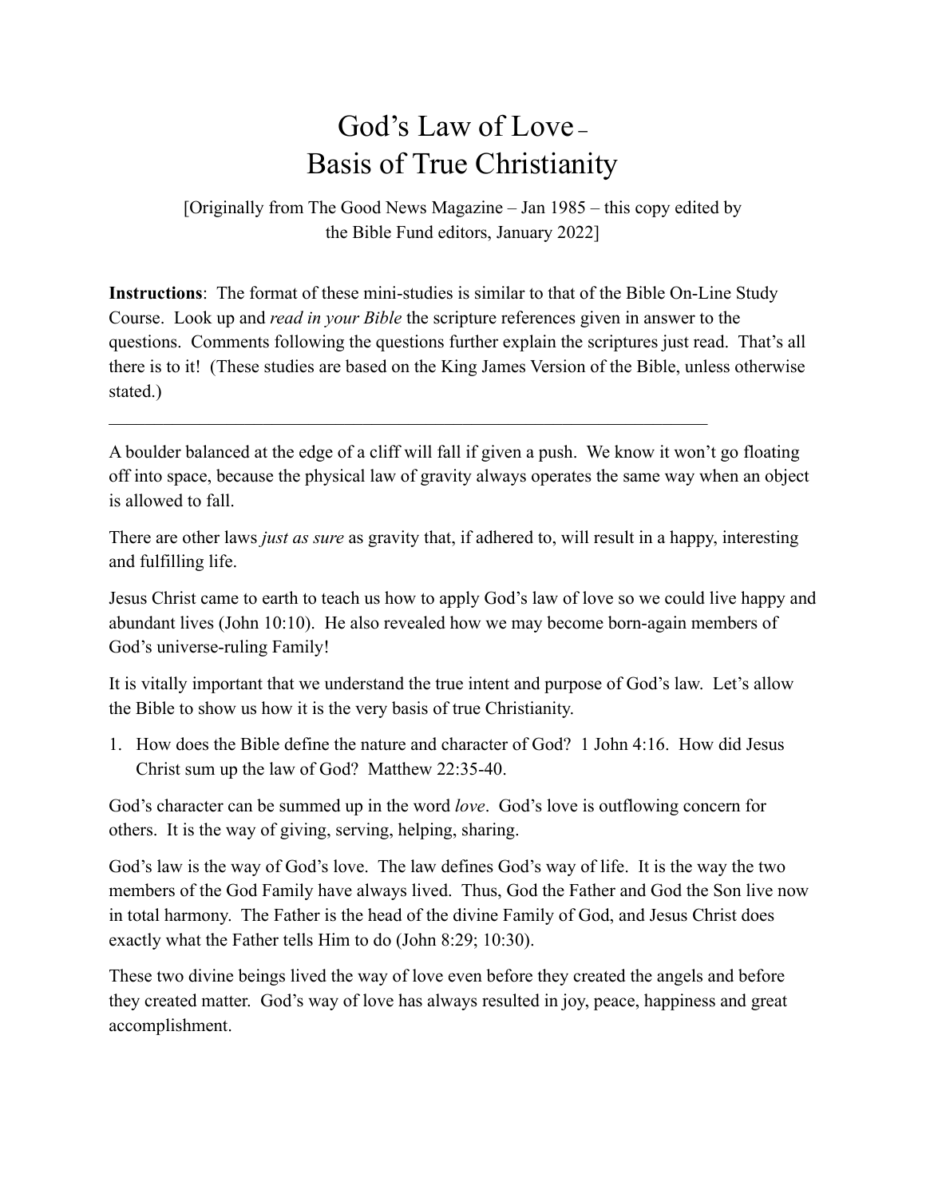# God's Law of Love – Basis of True Christianity

[Originally from The Good News Magazine – Jan 1985 – this copy edited by the Bible Fund editors, January 2022]

**Instructions**: The format of these mini-studies is similar to that of the Bible On-Line Study Course. Look up and *read in your Bible* the scripture references given in answer to the questions. Comments following the questions further explain the scriptures just read. That's all there is to it! (These studies are based on the King James Version of the Bible, unless otherwise stated.)

---

A boulder balanced at the edge of a cliff will fall if given a push. We know it won't go floating off into space, because the physical law of gravity always operates the same way when an object is allowed to fall.

There are other laws *just as sure* as gravity that, if adhered to, will result in a happy, interesting and fulfilling life.

Jesus Christ came to earth to teach us how to apply God's law of love so we could live happy and abundant lives (John 10:10). He also revealed how we may become born-again members of God's universe-ruling Family!

It is vitally important that we understand the true intent and purpose of God's law. Let's allow the Bible to show us how it is the very basis of true Christianity.

1. How does the Bible define the nature and character of God? 1 John 4:16. How did Jesus Christ sum up the law of God? Matthew 22:35-40.

God's character can be summed up in the word *love*. God's love is outflowing concern for others. It is the way of giving, serving, helping, sharing.

God's law is the way of God's love. The law defines God's way of life. It is the way the two members of the God Family have always lived. Thus, God the Father and God the Son live now in total harmony. The Father is the head of the divine Family of God, and Jesus Christ does exactly what the Father tells Him to do (John 8:29; 10:30).

These two divine beings lived the way of love even before they created the angels and before they created matter. God's way of love has always resulted in joy, peace, happiness and great accomplishment.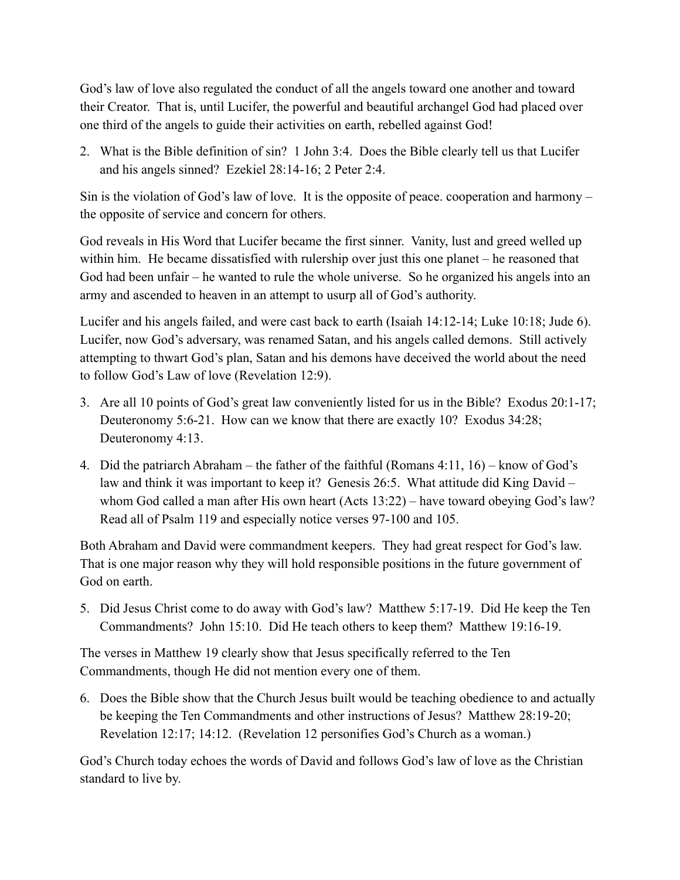God's law of love also regulated the conduct of all the angels toward one another and toward their Creator. That is, until Lucifer, the powerful and beautiful archangel God had placed over one third of the angels to guide their activities on earth, rebelled against God!

2. What is the Bible definition of sin? 1 John 3:4. Does the Bible clearly tell us that Lucifer and his angels sinned? Ezekiel 28:14-16; 2 Peter 2:4.

Sin is the violation of God's law of love. It is the opposite of peace. cooperation and harmony – the opposite of service and concern for others.

God reveals in His Word that Lucifer became the first sinner. Vanity, lust and greed welled up within him. He became dissatisfied with rulership over just this one planet – he reasoned that God had been unfair – he wanted to rule the whole universe. So he organized his angels into an army and ascended to heaven in an attempt to usurp all of God's authority.

Lucifer and his angels failed, and were cast back to earth (Isaiah 14:12-14; Luke 10:18; Jude 6). Lucifer, now God's adversary, was renamed Satan, and his angels called demons. Still actively attempting to thwart God's plan, Satan and his demons have deceived the world about the need to follow God's Law of love (Revelation 12:9).

3. Are all 10 points of God's great law conveniently listed for us in the Bible? Exodus 20:1-17; Deuteronomy 5:6-21. How can we know that there are exactly 10? Exodus 34:28; Deuteronomy 4:13.

4. Did the patriarch Abraham – the father of the faithful (Romans 4:11, 16) – know of God's law and think it was important to keep it? Genesis 26:5. What attitude did King David – whom God called a man after His own heart (Acts 13:22) – have toward obeying God's law? Read all of Psalm 119 and especially notice verses 97-100 and 105.

Both Abraham and David were commandment keepers. They had great respect for God's law. That is one major reason why they will hold responsible positions in the future government of God on earth.

5. Did Jesus Christ come to do away with God's law? Matthew 5:17-19. Did He keep the Ten Commandments? John 15:10. Did He teach others to keep them? Matthew 19:16-19.

The verses in Matthew 19 clearly show that Jesus specifically referred to the Ten Commandments, though He did not mention every one of them.

6. Does the Bible show that the Church Jesus built would be teaching obedience to and actually be keeping the Ten Commandments and other instructions of Jesus? Matthew 28:19-20; Revelation 12:17; 14:12. (Revelation 12 personifies God's Church as a woman.)

God's Church today echoes the words of David and follows God's law of love as the Christian standard to live by.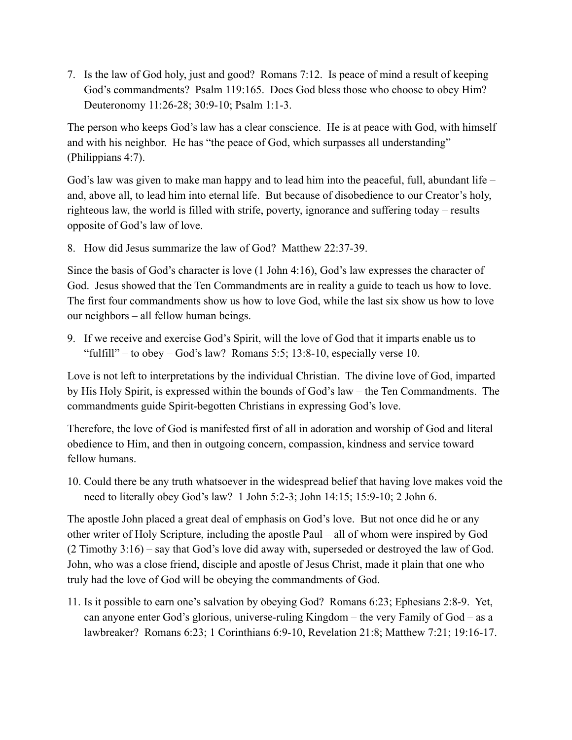7. Is the law of God holy, just and good? Romans 7:12. Is peace of mind a result of keeping God's commandments? Psalm 119:165. Does God bless those who choose to obey Him? Deuteronomy 11:26-28; 30:9-10; Psalm 1:1-3.

The person who keeps God's law has a clear conscience. He is at peace with God, with himself and with his neighbor. He has "the peace of God, which surpasses all understanding" (Philippians 4:7).

God's law was given to make man happy and to lead him into the peaceful, full, abundant life – and, above all, to lead him into eternal life. But because of disobedience to our Creator's holy, righteous law, the world is filled with strife, poverty, ignorance and suffering today – results opposite of God's law of love.

8. How did Jesus summarize the law of God? Matthew 22:37-39.

Since the basis of God's character is love (1 John 4:16), God's law expresses the character of God. Jesus showed that the Ten Commandments are in reality a guide to teach us how to love. The first four commandments show us how to love God, while the last six show us how to love our neighbors – all fellow human beings.

9. If we receive and exercise God's Spirit, will the love of God that it imparts enable us to "fulfill" – to obey – God's law? Romans 5:5; 13:8-10, especially verse 10.

Love is not left to interpretations by the individual Christian. The divine love of God, imparted by His Holy Spirit, is expressed within the bounds of God's law – the Ten Commandments. The commandments guide Spirit-begotten Christians in expressing God's love.

Therefore, the love of God is manifested first of all in adoration and worship of God and literal obedience to Him, and then in outgoing concern, compassion, kindness and service toward fellow humans.

10. Could there be any truth whatsoever in the widespread belief that having love makes void the need to literally obey God's law? 1 John 5:2-3; John 14:15; 15:9-10; 2 John 6.

The apostle John placed a great deal of emphasis on God's love. But not once did he or any other writer of Holy Scripture, including the apostle Paul – all of whom were inspired by God (2 Timothy 3:16) – say that God's love did away with, superseded or destroyed the law of God. John, who was a close friend, disciple and apostle of Jesus Christ, made it plain that one who truly had the love of God will be obeying the commandments of God.

11. Is it possible to earn one's salvation by obeying God? Romans 6:23; Ephesians 2:8-9. Yet, can anyone enter God's glorious, universe-ruling Kingdom – the very Family of God – as a lawbreaker? Romans 6:23; 1 Corinthians 6:9-10, Revelation 21:8; Matthew 7:21; 19:16-17.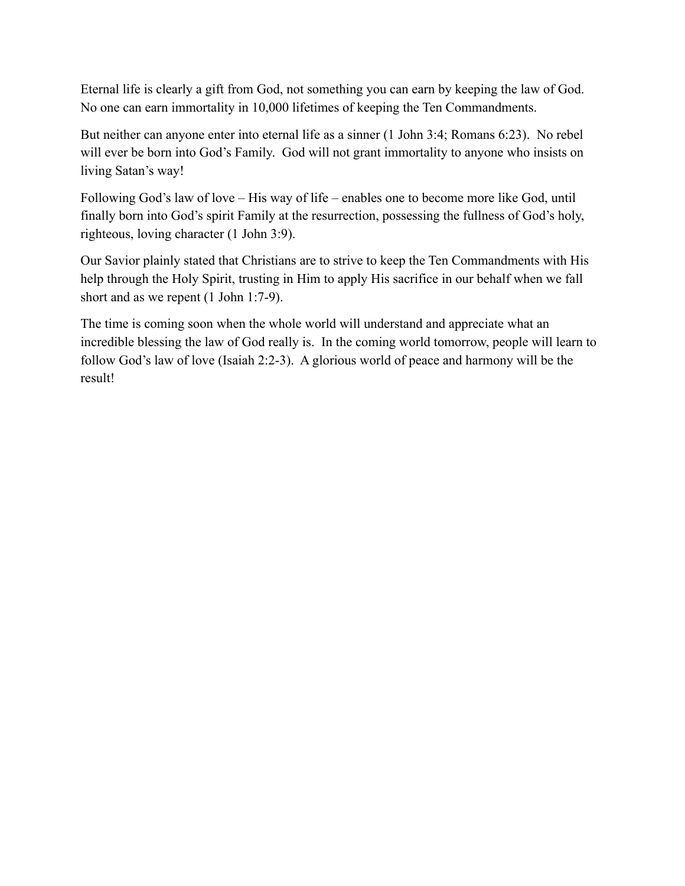Eternal life is clearly a gift from God, not something you can earn by keeping the law of God. No one can earn immortality in 10,000 lifetimes of keeping the Ten Commandments.

But neither can anyone enter into eternal life as a sinner (1 John 3:4; Romans 6:23). No rebel will ever be born into God's Family. God will not grant immortality to anyone who insists on living Satan's way!

Following God's law of love – His way of life – enables one to become more like God, until finally born into God's spirit Family at the resurrection, possessing the fullness of God's holy, righteous, loving character (1 John 3:9).

Our Savior plainly stated that Christians are to strive to keep the Ten Commandments with His help through the Holy Spirit, trusting in Him to apply His sacrifice in our behalf when we fall short and as we repent (1 John 1:7-9).

The time is coming soon when the whole world will understand and appreciate what an incredible blessing the law of God really is. In the coming world tomorrow, people will learn to follow God's law of love (Isaiah 2:2-3). A glorious world of peace and harmony will be the result!